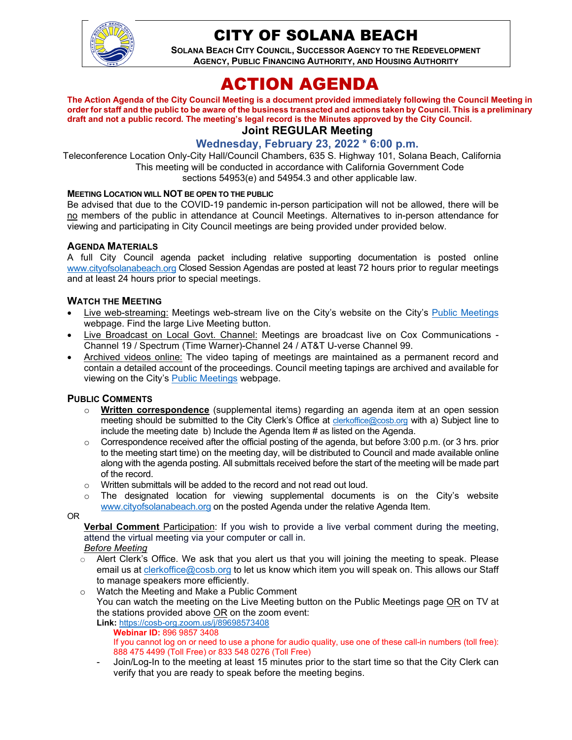# CITY OF SOLANA BEACH

**SOLANA BEACH CITY COUNCIL, SUCCESSOR AGENCY TO THE REDEVELOPMENT AGENCY, PUBLIC FINANCING AUTHORITY, AND HOUSING AUTHORITY**

# ACTION AGENDA

**The Action Agenda of the City Council Meeting is a document provided immediately following the Council Meeting in order for staff and the public to be aware of the business transacted and actions taken by Council. This is a preliminary draft and not a public record. The meeting's legal record is the Minutes approved by the City Council.**

## Joint REGULAR Meeting

### Wednesday, February 23, 2022 * 6:00 p.m.

Teleconference Location Only-City Hall/Council Chambers, 635 S. Highway 101, Solana Beach, California
This meeting will be conducted in accordance with California Government Code sections 54953(e) and 54954.3 and other applicable law.

**MEETING LOCATION WILL NOT BE OPEN TO THE PUBLIC**

Be advised that due to the COVID-19 pandemic in-person participation will not be allowed, there will be no members of the public in attendance at Council Meetings. Alternatives to in-person attendance for viewing and participating in City Council meetings are being provided under provided below.

**AGENDA MATERIALS**

A full City Council agenda packet including relative supporting documentation is posted online www.cityofsolanabeach.org Closed Session Agendas are posted at least 72 hours prior to regular meetings and at least 24 hours prior to special meetings.

**WATCH THE MEETING**

- Live web-streaming: Meetings web-stream live on the City's website on the City's Public Meetings webpage. Find the large Live Meeting button.
- Live Broadcast on Local Govt. Channel: Meetings are broadcast live on Cox Communications - Channel 19 / Spectrum (Time Warner)-Channel 24 / AT&T U-verse Channel 99.
- Archived videos online: The video taping of meetings are maintained as a permanent record and contain a detailed account of the proceedings. Council meeting tapings are archived and available for viewing on the City's Public Meetings webpage.

**PUBLIC COMMENTS**

- **Written correspondence** (supplemental items) regarding an agenda item at an open session meeting should be submitted to the City Clerk's Office at clerkoffice@cosb.org with a) Subject line to include the meeting date b) Include the Agenda Item # as listed on the Agenda.
- Correspondence received after the official posting of the agenda, but before 3:00 p.m. (or 3 hrs. prior to the meeting start time) on the meeting day, will be distributed to Council and made available online along with the agenda posting. All submittals received before the start of the meeting will be made part of the record.
- Written submittals will be added to the record and not read out loud.
- The designated location for viewing supplemental documents is on the City's website www.cityofsolanabeach.org on the posted Agenda under the relative Agenda Item.

OR

**Verbal Comment** Participation: If you wish to provide a live verbal comment during the meeting, attend the virtual meeting via your computer or call in.

*Before Meeting*

- Alert Clerk's Office. We ask that you alert us that you will joining the meeting to speak. Please email us at clerkoffice@cosb.org to let us know which item you will speak on. This allows our Staff to manage speakers more efficiently.
- Watch the Meeting and Make a Public Comment
  You can watch the meeting on the Live Meeting button on the Public Meetings page OR on TV at the stations provided above OR on the zoom event:
  **Link:** https://cosb-org.zoom.us/j/89698573408
  **Webinar ID:** 896 9857 3408
  If you cannot log on or need to use a phone for audio quality, use one of these call-in numbers (toll free): 888 475 4499 (Toll Free) or 833 548 0276 (Toll Free)
  - Join/Log-In to the meeting at least 15 minutes prior to the start time so that the City Clerk can verify that you are ready to speak before the meeting begins.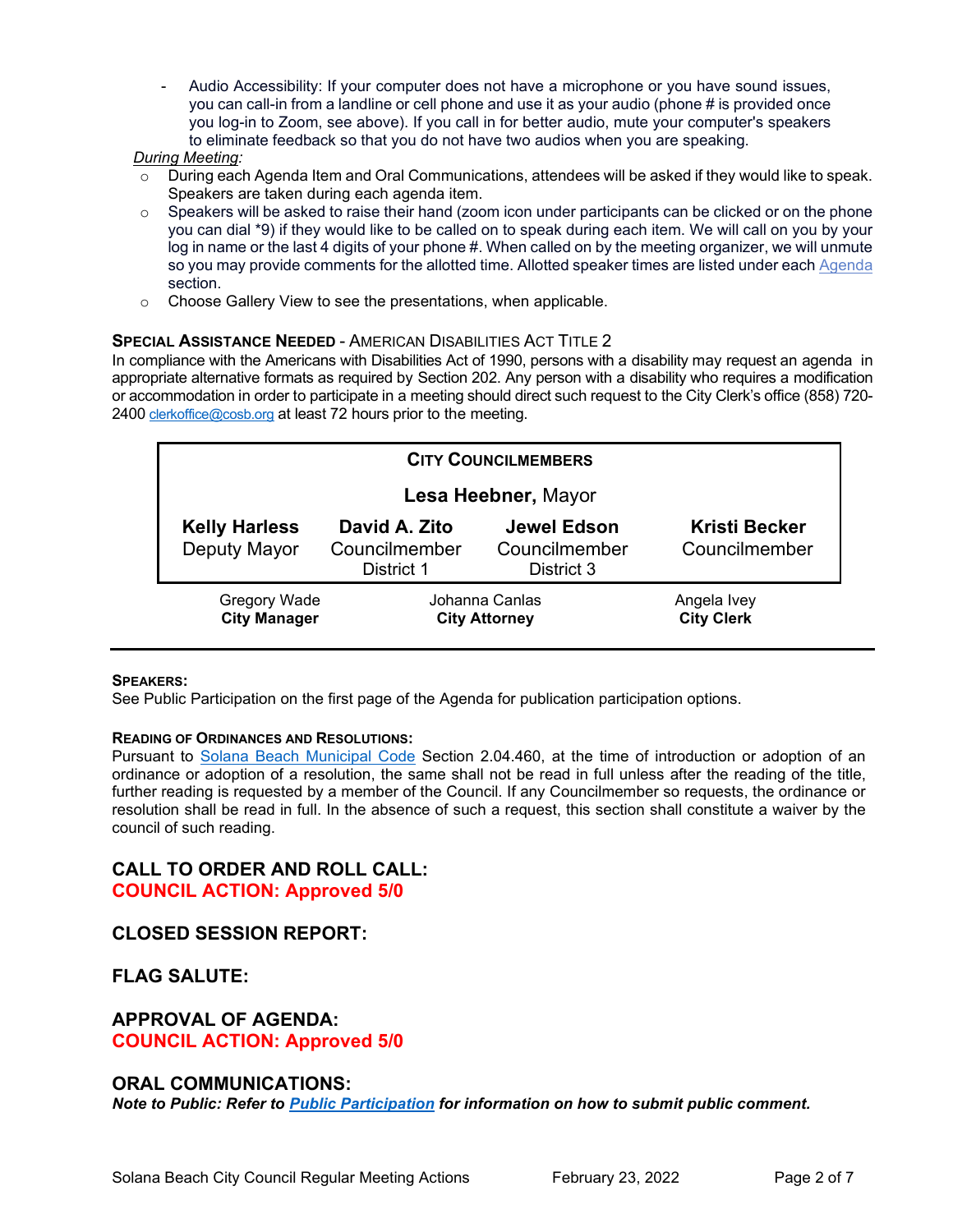- Audio Accessibility: If your computer does not have a microphone or you have sound issues, you can call-in from a landline or cell phone and use it as your audio (phone # is provided once you log-in to Zoom, see above). If you call in for better audio, mute your computer's speakers to eliminate feedback so that you do not have two audios when you are speaking.

*During Meeting:*

- During each Agenda Item and Oral Communications, attendees will be asked if they would like to speak. Speakers are taken during each agenda item.
- Speakers will be asked to raise their hand (zoom icon under participants can be clicked or on the phone you can dial *9) if they would like to be called on to speak during each item. We will call on you by your log in name or the last 4 digits of your phone #. When called on by the meeting organizer, we will unmute so you may provide comments for the allotted time. Allotted speaker times are listed under each Agenda section.
- Choose Gallery View to see the presentations, when applicable.

**SPECIAL ASSISTANCE NEEDED** - AMERICAN DISABILITIES ACT TITLE 2

In compliance with the Americans with Disabilities Act of 1990, persons with a disability may request an agenda in appropriate alternative formats as required by Section 202. Any person with a disability who requires a modification or accommodation in order to participate in a meeting should direct such request to the City Clerk's office (858) 720-2400 clerkoffice@cosb.org at least 72 hours prior to the meeting.

| CITY COUNCILMEMBERS | | | |
|---|---|---|---|
| | **Lesa Heebner,** Mayor | | |
| **Kelly Harless** Deputy Mayor | **David A. Zito** Councilmember District 1 | **Jewel Edson** Councilmember District 3 | **Kristi Becker** Councilmember |

| Gregory Wade | Johanna Canlas | Angela Ivey |
|---|---|---|
| **City Manager** | **City Attorney** | **City Clerk** |

**SPEAKERS:**

See Public Participation on the first page of the Agenda for publication participation options.

**READING OF ORDINANCES AND RESOLUTIONS:**

Pursuant to Solana Beach Municipal Code Section 2.04.460, at the time of introduction or adoption of an ordinance or adoption of a resolution, the same shall not be read in full unless after the reading of the title, further reading is requested by a member of the Council. If any Councilmember so requests, the ordinance or resolution shall be read in full. In the absence of such a request, this section shall constitute a waiver by the council of such reading.

## CALL TO ORDER AND ROLL CALL:
**COUNCIL ACTION: Approved 5/0**

## CLOSED SESSION REPORT:

## FLAG SALUTE:

## APPROVAL OF AGENDA:
**COUNCIL ACTION: Approved 5/0**

## ORAL COMMUNICATIONS:
***Note to Public: Refer to Public Participation for information on how to submit public comment.***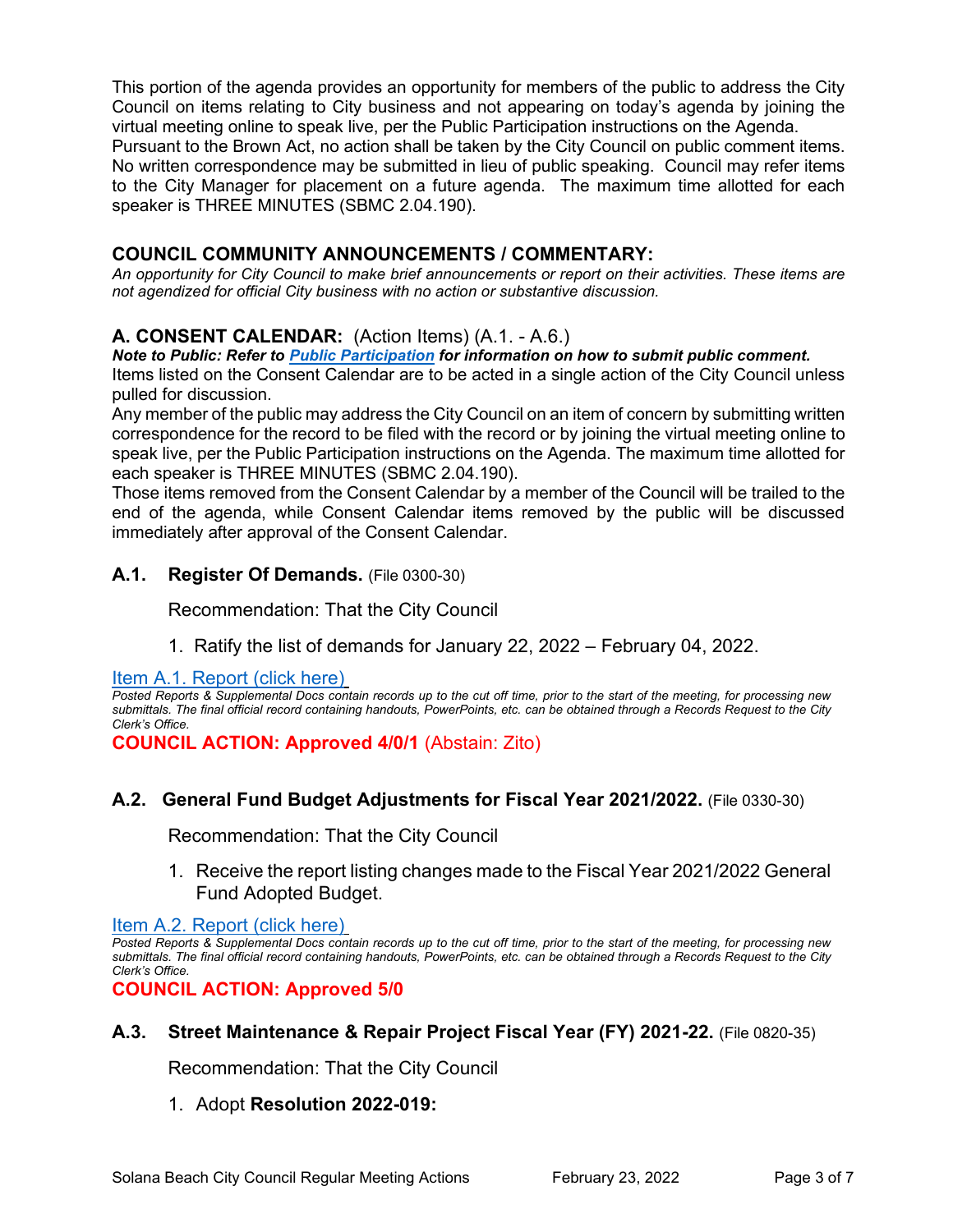This portion of the agenda provides an opportunity for members of the public to address the City Council on items relating to City business and not appearing on today's agenda by joining the virtual meeting online to speak live, per the Public Participation instructions on the Agenda. Pursuant to the Brown Act, no action shall be taken by the City Council on public comment items. No written correspondence may be submitted in lieu of public speaking. Council may refer items to the City Manager for placement on a future agenda. The maximum time allotted for each speaker is THREE MINUTES (SBMC 2.04.190).

## COUNCIL COMMUNITY ANNOUNCEMENTS / COMMENTARY:

*An opportunity for City Council to make brief announcements or report on their activities. These items are not agendized for official City business with no action or substantive discussion.*

## A. CONSENT CALENDAR: (Action Items) (A.1. - A.6.)

***Note to Public: Refer to [Public Participation](#) for information on how to submit public comment.***

Items listed on the Consent Calendar are to be acted in a single action of the City Council unless pulled for discussion.

Any member of the public may address the City Council on an item of concern by submitting written correspondence for the record to be filed with the record or by joining the virtual meeting online to speak live, per the Public Participation instructions on the Agenda. The maximum time allotted for each speaker is THREE MINUTES (SBMC 2.04.190).

Those items removed from the Consent Calendar by a member of the Council will be trailed to the end of the agenda, while Consent Calendar items removed by the public will be discussed immediately after approval of the Consent Calendar.

### A.1. Register Of Demands. (File 0300-30)

Recommendation: That the City Council

1. Ratify the list of demands for January 22, 2022 – February 04, 2022.

[Item A.1. Report (click here)](#)

*Posted Reports & Supplemental Docs contain records up to the cut off time, prior to the start of the meeting, for processing new submittals. The final official record containing handouts, PowerPoints, etc. can be obtained through a Records Request to the City Clerk's Office.*

**COUNCIL ACTION: Approved 4/0/1** (Abstain: Zito)

### A.2. General Fund Budget Adjustments for Fiscal Year 2021/2022. (File 0330-30)

Recommendation: That the City Council

1. Receive the report listing changes made to the Fiscal Year 2021/2022 General Fund Adopted Budget.

[Item A.2. Report (click here)](#)

*Posted Reports & Supplemental Docs contain records up to the cut off time, prior to the start of the meeting, for processing new submittals. The final official record containing handouts, PowerPoints, etc. can be obtained through a Records Request to the City Clerk's Office.*

**COUNCIL ACTION: Approved 5/0**

### A.3. Street Maintenance & Repair Project Fiscal Year (FY) 2021-22. (File 0820-35)

Recommendation: That the City Council

1. Adopt **Resolution 2022-019:**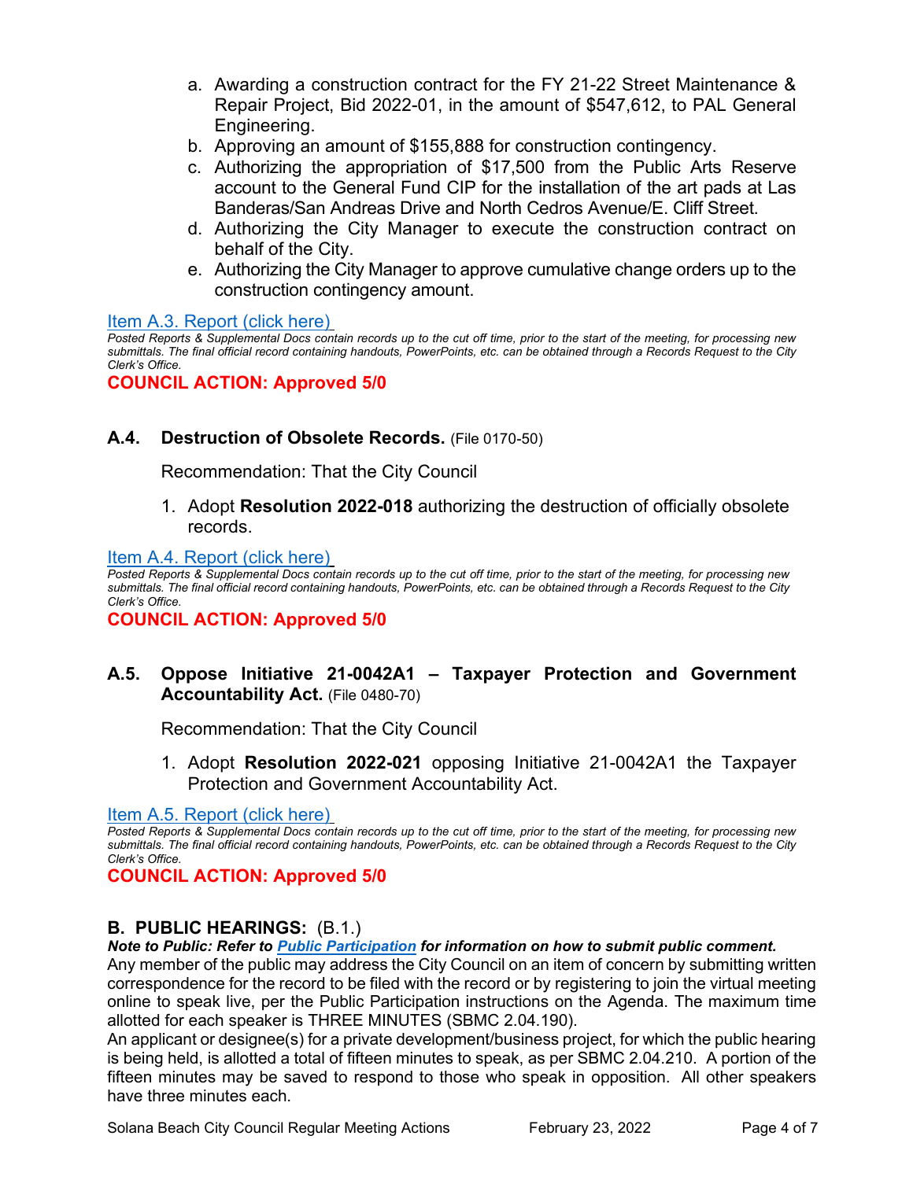a. Awarding a construction contract for the FY 21-22 Street Maintenance & Repair Project, Bid 2022-01, in the amount of $547,612, to PAL General Engineering.
b. Approving an amount of $155,888 for construction contingency.
c. Authorizing the appropriation of $17,500 from the Public Arts Reserve account to the General Fund CIP for the installation of the art pads at Las Banderas/San Andreas Drive and North Cedros Avenue/E. Cliff Street.
d. Authorizing the City Manager to execute the construction contract on behalf of the City.
e. Authorizing the City Manager to approve cumulative change orders up to the construction contingency amount.

Item A.3. Report (click here)

*Posted Reports & Supplemental Docs contain records up to the cut off time, prior to the start of the meeting, for processing new submittals. The final official record containing handouts, PowerPoints, etc. can be obtained through a Records Request to the City Clerk's Office.*

**COUNCIL ACTION: Approved 5/0**

### A.4. Destruction of Obsolete Records. (File 0170-50)

Recommendation: That the City Council

1. Adopt **Resolution 2022-018** authorizing the destruction of officially obsolete records.

Item A.4. Report (click here)

*Posted Reports & Supplemental Docs contain records up to the cut off time, prior to the start of the meeting, for processing new submittals. The final official record containing handouts, PowerPoints, etc. can be obtained through a Records Request to the City Clerk's Office.*

**COUNCIL ACTION: Approved 5/0**

### A.5. Oppose Initiative 21-0042A1 – Taxpayer Protection and Government Accountability Act. (File 0480-70)

Recommendation: That the City Council

1. Adopt **Resolution 2022-021** opposing Initiative 21-0042A1 the Taxpayer Protection and Government Accountability Act.

Item A.5. Report (click here)

*Posted Reports & Supplemental Docs contain records up to the cut off time, prior to the start of the meeting, for processing new submittals. The final official record containing handouts, PowerPoints, etc. can be obtained through a Records Request to the City Clerk's Office.*

**COUNCIL ACTION: Approved 5/0**

## B. PUBLIC HEARINGS: (B.1.)

***Note to Public: Refer to Public Participation for information on how to submit public comment.***

Any member of the public may address the City Council on an item of concern by submitting written correspondence for the record to be filed with the record or by registering to join the virtual meeting online to speak live, per the Public Participation instructions on the Agenda. The maximum time allotted for each speaker is THREE MINUTES (SBMC 2.04.190).

An applicant or designee(s) for a private development/business project, for which the public hearing is being held, is allotted a total of fifteen minutes to speak, as per SBMC 2.04.210. A portion of the fifteen minutes may be saved to respond to those who speak in opposition. All other speakers have three minutes each.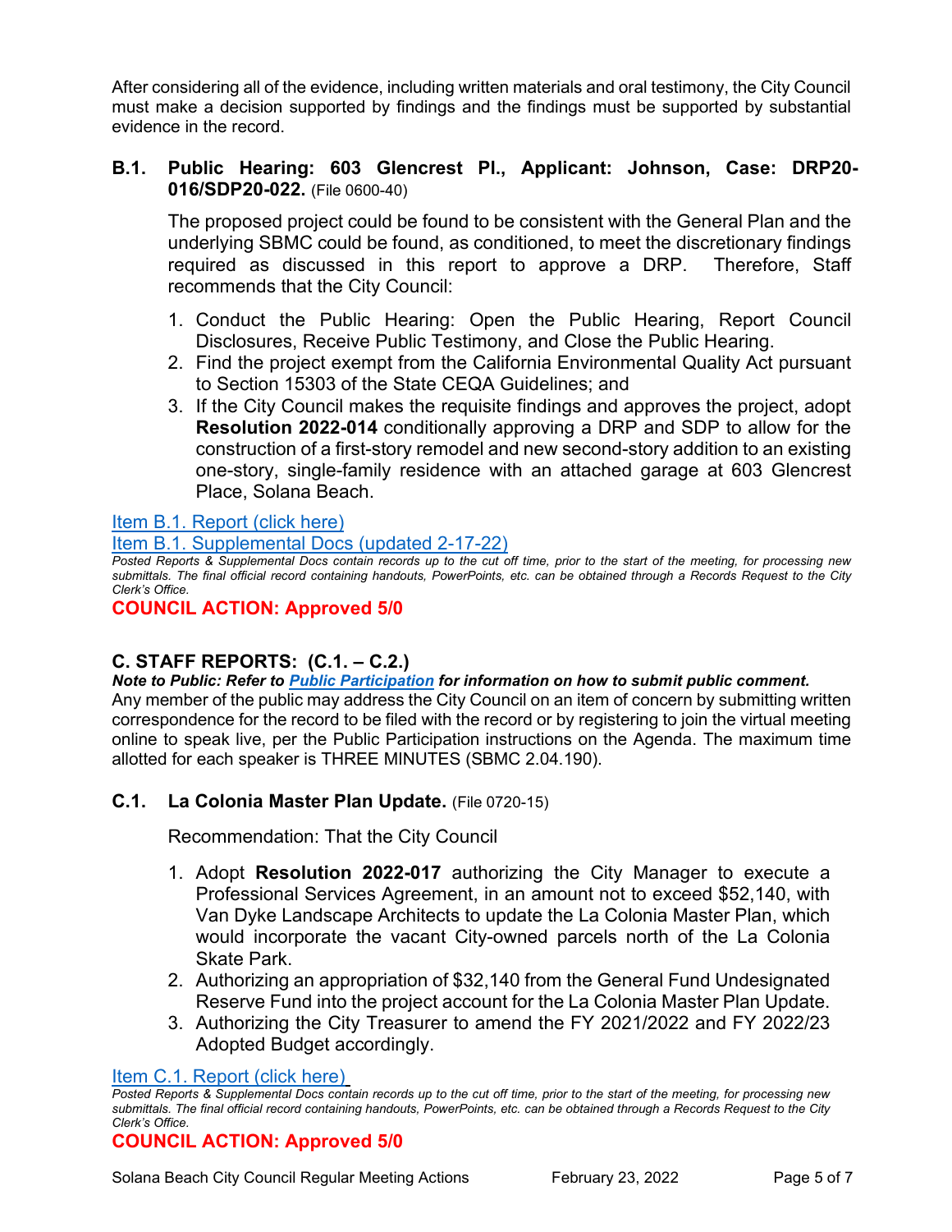After considering all of the evidence, including written materials and oral testimony, the City Council must make a decision supported by findings and the findings must be supported by substantial evidence in the record.

### B.1. Public Hearing: 603 Glencrest Pl., Applicant: Johnson, Case: DRP20-016/SDP20-022. (File 0600-40)

The proposed project could be found to be consistent with the General Plan and the underlying SBMC could be found, as conditioned, to meet the discretionary findings required as discussed in this report to approve a DRP. Therefore, Staff recommends that the City Council:

1. Conduct the Public Hearing: Open the Public Hearing, Report Council Disclosures, Receive Public Testimony, and Close the Public Hearing.
2. Find the project exempt from the California Environmental Quality Act pursuant to Section 15303 of the State CEQA Guidelines; and
3. If the City Council makes the requisite findings and approves the project, adopt **Resolution 2022-014** conditionally approving a DRP and SDP to allow for the construction of a first-story remodel and new second-story addition to an existing one-story, single-family residence with an attached garage at 603 Glencrest Place, Solana Beach.

Item B.1. Report (click here)

Item B.1. Supplemental Docs (updated 2-17-22)

*Posted Reports & Supplemental Docs contain records up to the cut off time, prior to the start of the meeting, for processing new submittals. The final official record containing handouts, PowerPoints, etc. can be obtained through a Records Request to the City Clerk's Office.*

**COUNCIL ACTION: Approved 5/0**

## C. STAFF REPORTS: (C.1. – C.2.)

***Note to Public: Refer to Public Participation for information on how to submit public comment.***

Any member of the public may address the City Council on an item of concern by submitting written correspondence for the record to be filed with the record or by registering to join the virtual meeting online to speak live, per the Public Participation instructions on the Agenda. The maximum time allotted for each speaker is THREE MINUTES (SBMC 2.04.190).

### C.1. La Colonia Master Plan Update. (File 0720-15)

Recommendation: That the City Council

1. Adopt **Resolution 2022-017** authorizing the City Manager to execute a Professional Services Agreement, in an amount not to exceed $52,140, with Van Dyke Landscape Architects to update the La Colonia Master Plan, which would incorporate the vacant City-owned parcels north of the La Colonia Skate Park.
2. Authorizing an appropriation of $32,140 from the General Fund Undesignated Reserve Fund into the project account for the La Colonia Master Plan Update.
3. Authorizing the City Treasurer to amend the FY 2021/2022 and FY 2022/23 Adopted Budget accordingly.

Item C.1. Report (click here)

*Posted Reports & Supplemental Docs contain records up to the cut off time, prior to the start of the meeting, for processing new submittals. The final official record containing handouts, PowerPoints, etc. can be obtained through a Records Request to the City Clerk's Office.*

**COUNCIL ACTION: Approved 5/0**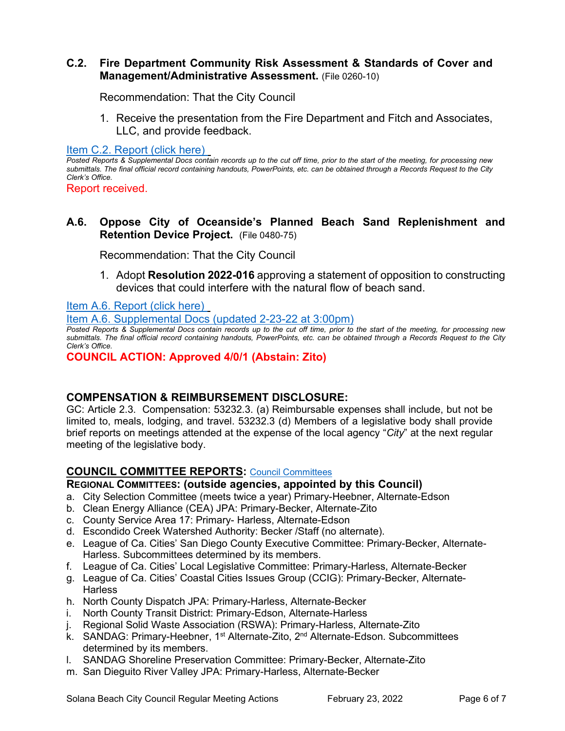### C.2. Fire Department Community Risk Assessment & Standards of Cover and Management/Administrative Assessment. (File 0260-10)

Recommendation: That the City Council

1. Receive the presentation from the Fire Department and Fitch and Associates, LLC, and provide feedback.

[Item C.2. Report (click here)]

*Posted Reports & Supplemental Docs contain records up to the cut off time, prior to the start of the meeting, for processing new submittals. The final official record containing handouts, PowerPoints, etc. can be obtained through a Records Request to the City Clerk's Office.*

Report received.

### A.6. Oppose City of Oceanside's Planned Beach Sand Replenishment and Retention Device Project. (File 0480-75)

Recommendation: That the City Council

1. Adopt **Resolution 2022-016** approving a statement of opposition to constructing devices that could interfere with the natural flow of beach sand.

[Item A.6. Report (click here)]

[Item A.6. Supplemental Docs (updated 2-23-22 at 3:00pm)]

*Posted Reports & Supplemental Docs contain records up to the cut off time, prior to the start of the meeting, for processing new submittals. The final official record containing handouts, PowerPoints, etc. can be obtained through a Records Request to the City Clerk's Office.*

**COUNCIL ACTION: Approved 4/0/1 (Abstain: Zito)**

## COMPENSATION & REIMBURSEMENT DISCLOSURE:

GC: Article 2.3. Compensation: 53232.3. (a) Reimbursable expenses shall include, but not be limited to, meals, lodging, and travel. 53232.3 (d) Members of a legislative body shall provide brief reports on meetings attended at the expense of the local agency "*City*" at the next regular meeting of the legislative body.

## COUNCIL COMMITTEE REPORTS: [Council Committees]

**REGIONAL COMMITTEES: (outside agencies, appointed by this Council)**

a. City Selection Committee (meets twice a year) Primary-Heebner, Alternate-Edson
b. Clean Energy Alliance (CEA) JPA: Primary-Becker, Alternate-Zito
c. County Service Area 17: Primary- Harless, Alternate-Edson
d. Escondido Creek Watershed Authority: Becker /Staff (no alternate).
e. League of Ca. Cities' San Diego County Executive Committee: Primary-Becker, Alternate-Harless. Subcommittees determined by its members.
f. League of Ca. Cities' Local Legislative Committee: Primary-Harless, Alternate-Becker
g. League of Ca. Cities' Coastal Cities Issues Group (CCIG): Primary-Becker, Alternate-Harless
h. North County Dispatch JPA: Primary-Harless, Alternate-Becker
i. North County Transit District: Primary-Edson, Alternate-Harless
j. Regional Solid Waste Association (RSWA): Primary-Harless, Alternate-Zito
k. SANDAG: Primary-Heebner, 1st Alternate-Zito, 2nd Alternate-Edson. Subcommittees determined by its members.
l. SANDAG Shoreline Preservation Committee: Primary-Becker, Alternate-Zito
m. San Dieguito River Valley JPA: Primary-Harless, Alternate-Becker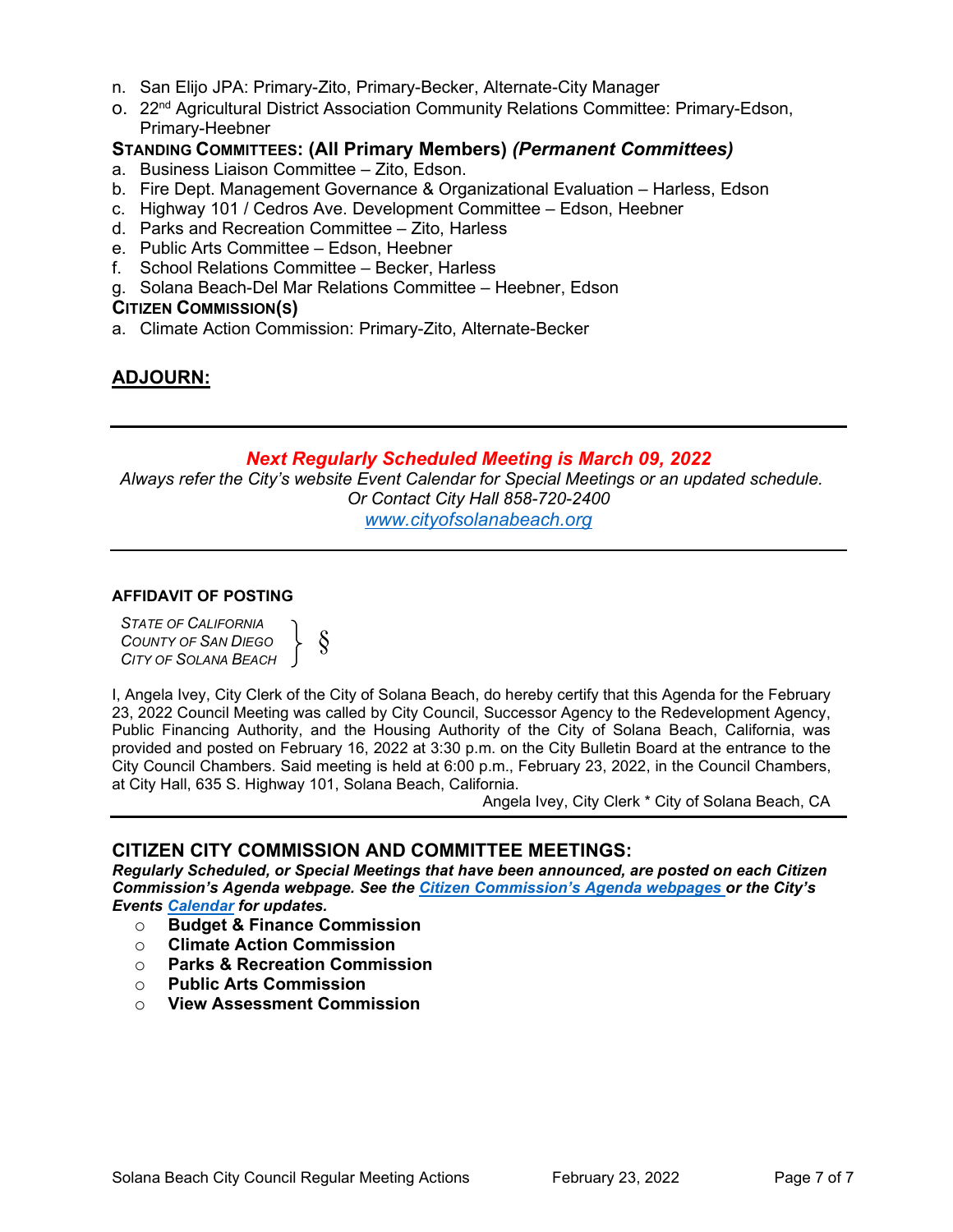n. San Elijo JPA: Primary-Zito, Primary-Becker, Alternate-City Manager
o. 22nd Agricultural District Association Community Relations Committee: Primary-Edson, Primary-Heebner

**STANDING COMMITTEES: (All Primary Members) *(Permanent Committees)***

a. Business Liaison Committee – Zito, Edson.
b. Fire Dept. Management Governance & Organizational Evaluation – Harless, Edson
c. Highway 101 / Cedros Ave. Development Committee – Edson, Heebner
d. Parks and Recreation Committee – Zito, Harless
e. Public Arts Committee – Edson, Heebner
f. School Relations Committee – Becker, Harless
g. Solana Beach-Del Mar Relations Committee – Heebner, Edson

**CITIZEN COMMISSION(S)**

a. Climate Action Commission: Primary-Zito, Alternate-Becker

## ADJOURN:

---

***Next Regularly Scheduled Meeting is March 09, 2022***

*Always refer the City's website Event Calendar for Special Meetings or an updated schedule.*
*Or Contact City Hall 858-720-2400*
*www.cityofsolanabeach.org*

---

**AFFIDAVIT OF POSTING**

*STATE OF CALIFORNIA*
*COUNTY OF SAN DIEGO* } §
*CITY OF SOLANA BEACH*

I, Angela Ivey, City Clerk of the City of Solana Beach, do hereby certify that this Agenda for the February 23, 2022 Council Meeting was called by City Council, Successor Agency to the Redevelopment Agency, Public Financing Authority, and the Housing Authority of the City of Solana Beach, California, was provided and posted on February 16, 2022 at 3:30 p.m. on the City Bulletin Board at the entrance to the City Council Chambers. Said meeting is held at 6:00 p.m., February 23, 2022, in the Council Chambers, at City Hall, 635 S. Highway 101, Solana Beach, California.

Angela Ivey, City Clerk * City of Solana Beach, CA

---

## CITIZEN CITY COMMISSION AND COMMITTEE MEETINGS:

***Regularly Scheduled, or Special Meetings that have been announced, are posted on each Citizen Commission's Agenda webpage. See the Citizen Commission's Agenda webpages or the City's Events Calendar for updates.***

- **Budget & Finance Commission**
- **Climate Action Commission**
- **Parks & Recreation Commission**
- **Public Arts Commission**
- **View Assessment Commission**